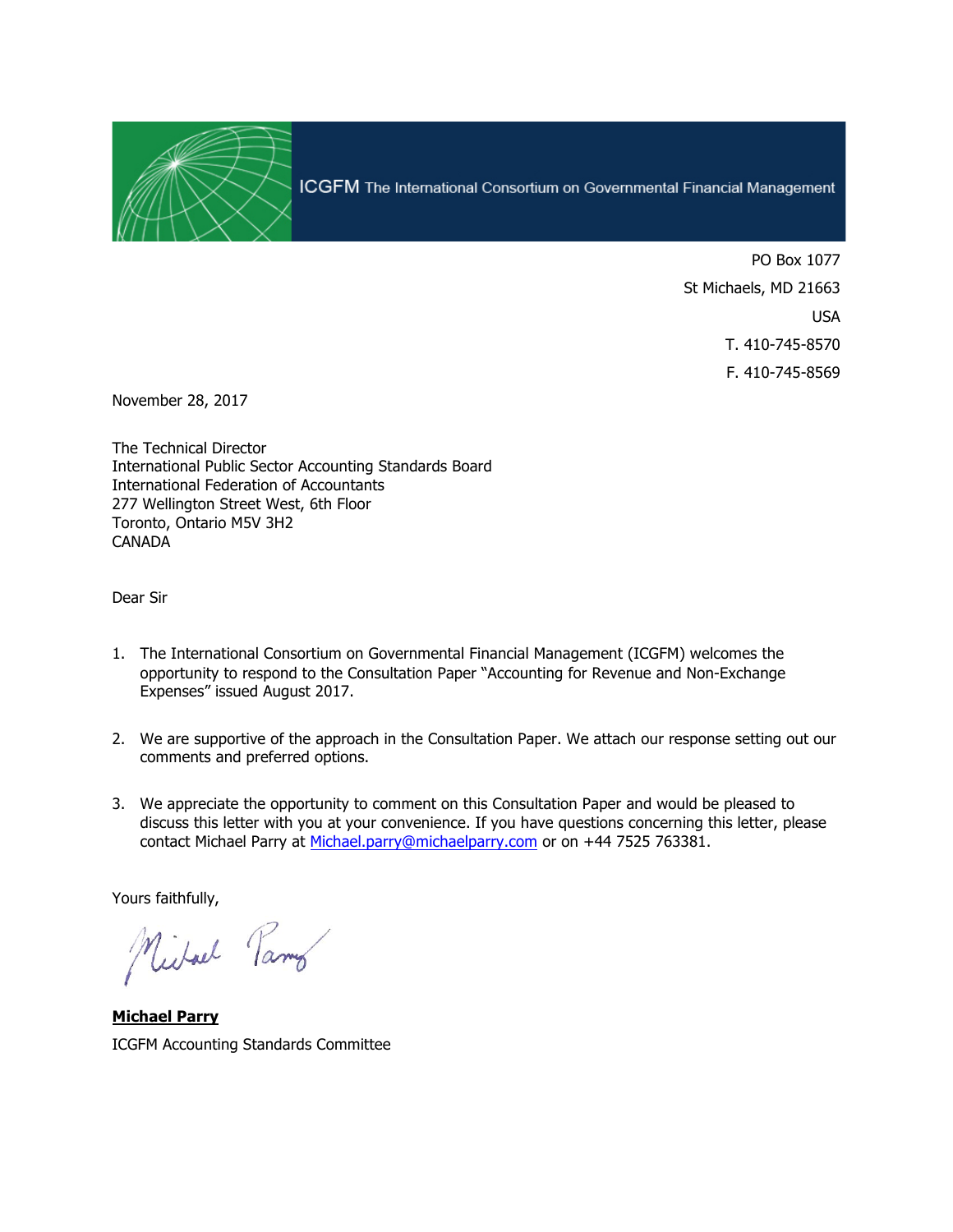ICGFM The International Consortium on Governmental Financial Management

PO Box 1077
St Michaels, MD 21663
USA
T. 410-745-8570
F. 410-745-8569

November 28, 2017

The Technical Director
International Public Sector Accounting Standards Board
International Federation of Accountants
277 Wellington Street West, 6th Floor
Toronto, Ontario M5V 3H2
CANADA

Dear Sir

1. The International Consortium on Governmental Financial Management (ICGFM) welcomes the opportunity to respond to the Consultation Paper "Accounting for Revenue and Non-Exchange Expenses" issued August 2017.

2. We are supportive of the approach in the Consultation Paper. We attach our response setting out our comments and preferred options.

3. We appreciate the opportunity to comment on this Consultation Paper and would be pleased to discuss this letter with you at your convenience. If you have questions concerning this letter, please contact Michael Parry at Michael.parry@michaelparry.com or on +44 7525 763381.

Yours faithfully,

**Michael Parry**
ICGFM Accounting Standards Committee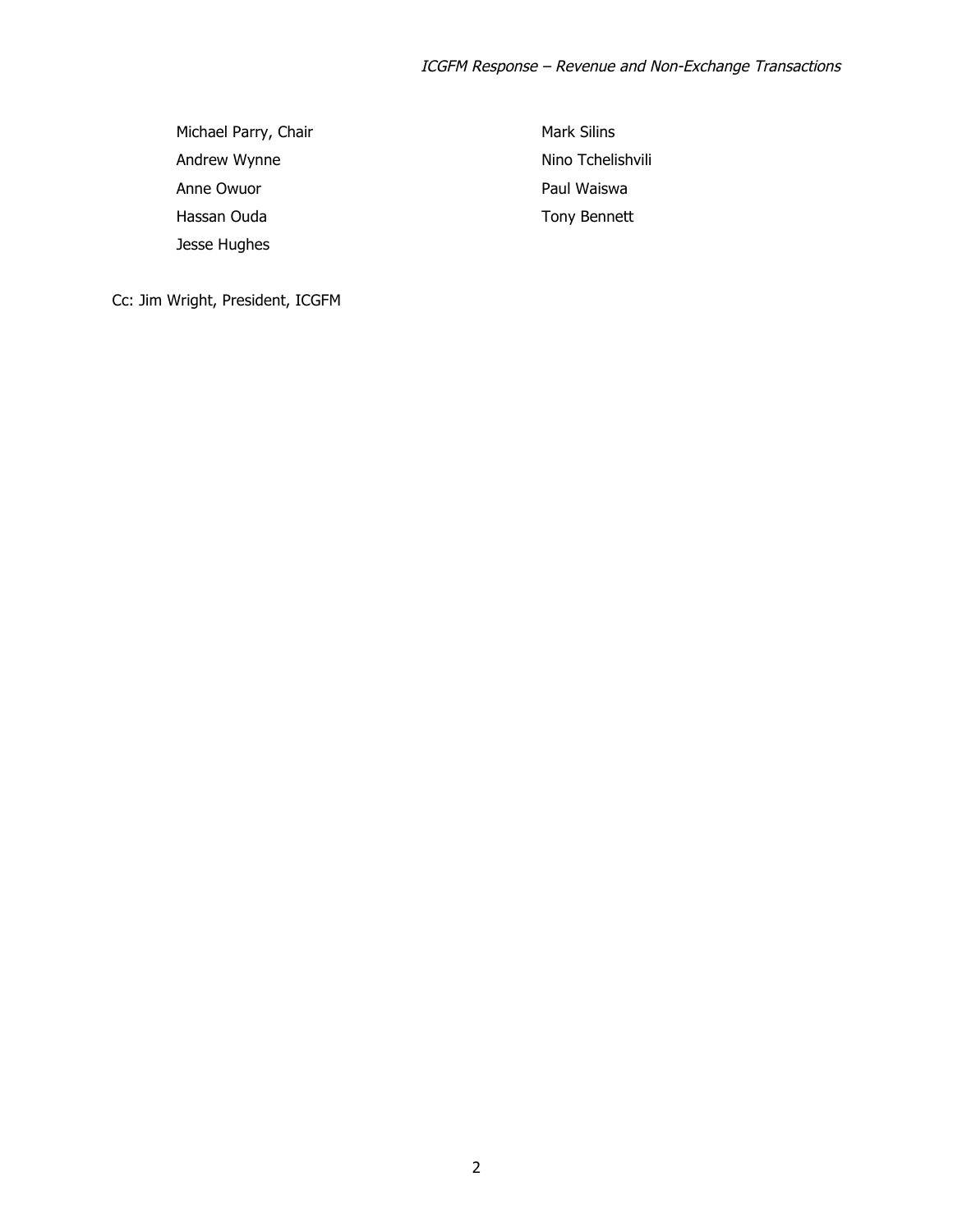Michael Parry, Chair

Andrew Wynne

Anne Owuor

Hassan Ouda

Jesse Hughes

Mark Silins

Nino Tchelishvili

Paul Waiswa

Tony Bennett

Cc: Jim Wright, President, ICGFM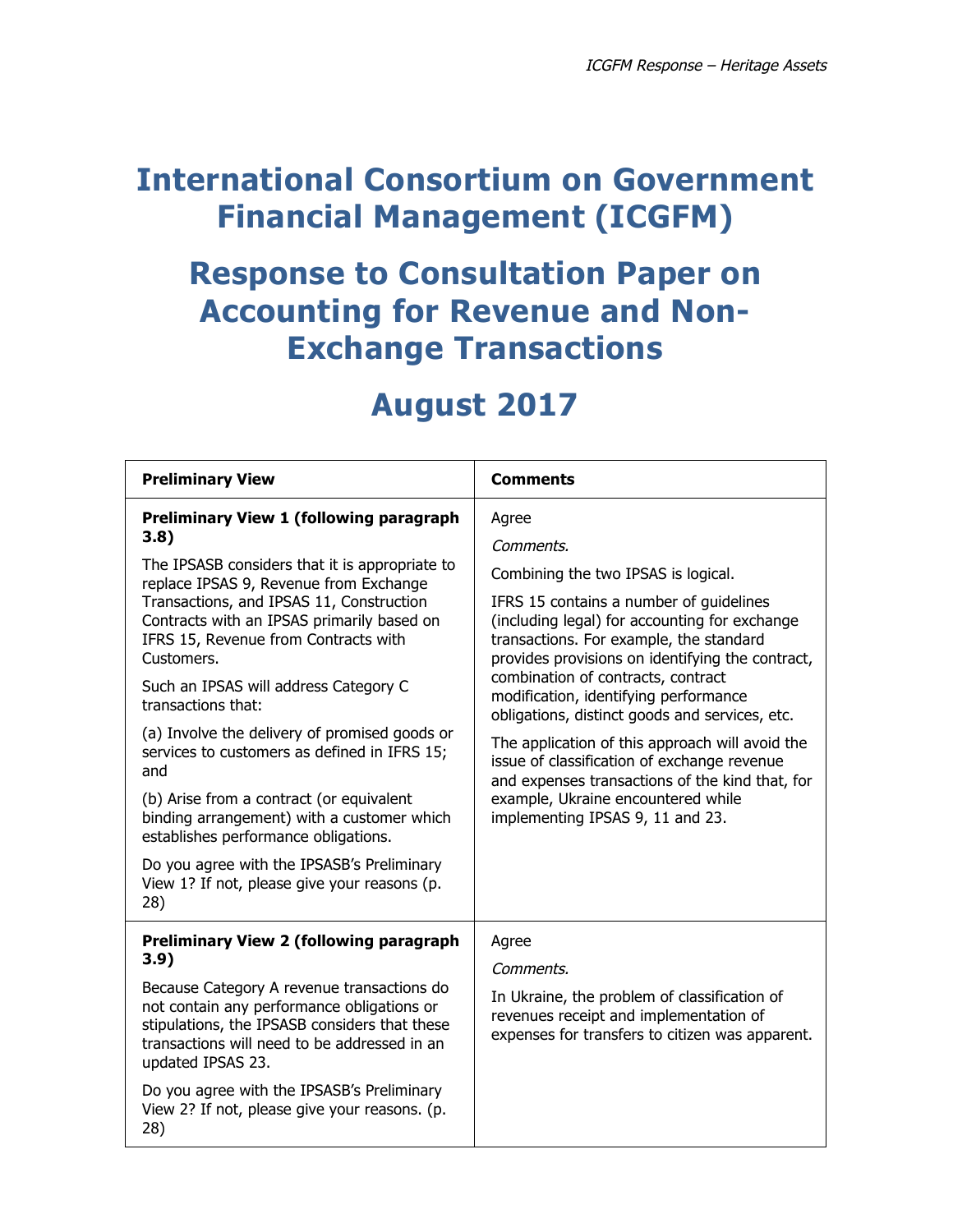# International Consortium on Government Financial Management (ICGFM)

# Response to Consultation Paper on Accounting for Revenue and Non-Exchange Transactions

# August 2017

| Preliminary View | Comments |
|---|---|
| **Preliminary View 1 (following paragraph 3.8)**<br><br>The IPSASB considers that it is appropriate to replace IPSAS 9, Revenue from Exchange Transactions, and IPSAS 11, Construction Contracts with an IPSAS primarily based on IFRS 15, Revenue from Contracts with Customers.<br><br>Such an IPSAS will address Category C transactions that:<br><br>(a) Involve the delivery of promised goods or services to customers as defined in IFRS 15; and<br><br>(b) Arise from a contract (or equivalent binding arrangement) with a customer which establishes performance obligations.<br><br>Do you agree with the IPSASB's Preliminary View 1? If not, please give your reasons (p. 28) | Agree<br><br>*Comments.*<br><br>Combining the two IPSAS is logical.<br><br>IFRS 15 contains a number of guidelines (including legal) for accounting for exchange transactions. For example, the standard provides provisions on identifying the contract, combination of contracts, contract modification, identifying performance obligations, distinct goods and services, etc.<br><br>The application of this approach will avoid the issue of classification of exchange revenue and expenses transactions of the kind that, for example, Ukraine encountered while implementing IPSAS 9, 11 and 23. |
| **Preliminary View 2 (following paragraph 3.9)**<br><br>Because Category A revenue transactions do not contain any performance obligations or stipulations, the IPSASB considers that these transactions will need to be addressed in an updated IPSAS 23.<br><br>Do you agree with the IPSASB's Preliminary View 2? If not, please give your reasons. (p. 28) | Agree<br><br>*Comments.*<br><br>In Ukraine, the problem of classification of revenues receipt and implementation of expenses for transfers to citizen was apparent. |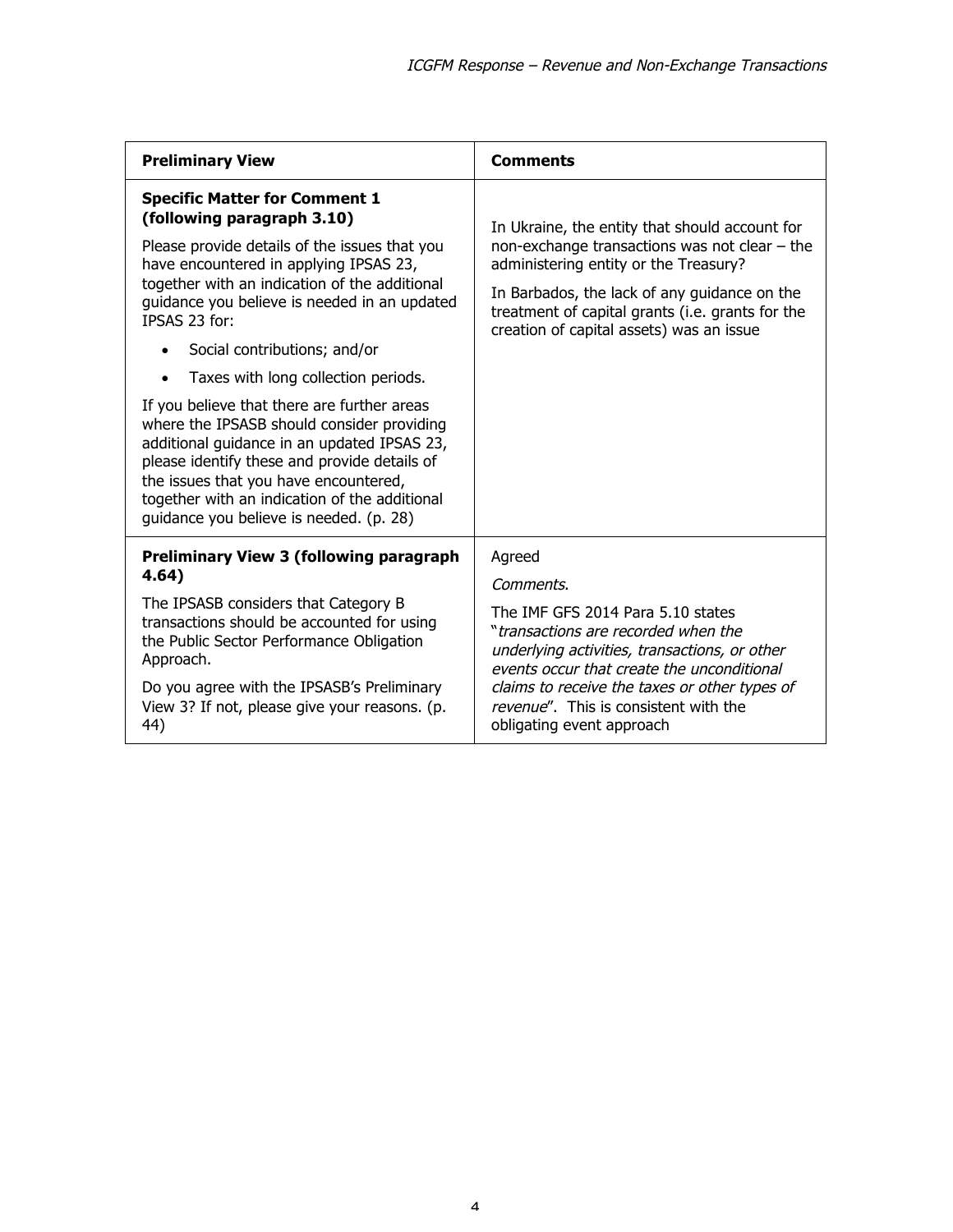| **Preliminary View** | **Comments** |
|---|---|
| **Specific Matter for Comment 1 (following paragraph 3.10)**<br><br>Please provide details of the issues that you have encountered in applying IPSAS 23, together with an indication of the additional guidance you believe is needed in an updated IPSAS 23 for:<br><br>• Social contributions; and/or<br>• Taxes with long collection periods.<br><br>If you believe that there are further areas where the IPSASB should consider providing additional guidance in an updated IPSAS 23, please identify these and provide details of the issues that you have encountered, together with an indication of the additional guidance you believe is needed. (p. 28) | In Ukraine, the entity that should account for non-exchange transactions was not clear – the administering entity or the Treasury?<br><br>In Barbados, the lack of any guidance on the treatment of capital grants (i.e. grants for the creation of capital assets) was an issue |
| **Preliminary View 3 (following paragraph 4.64)**<br><br>The IPSASB considers that Category B transactions should be accounted for using the Public Sector Performance Obligation Approach.<br><br>Do you agree with the IPSASB's Preliminary View 3? If not, please give your reasons. (p. 44) | Agreed<br><br>*Comments.*<br><br>The IMF GFS 2014 Para 5.10 states "*transactions are recorded when the underlying activities, transactions, or other events occur that create the unconditional claims to receive the taxes or other types of revenue*". This is consistent with the obligating event approach |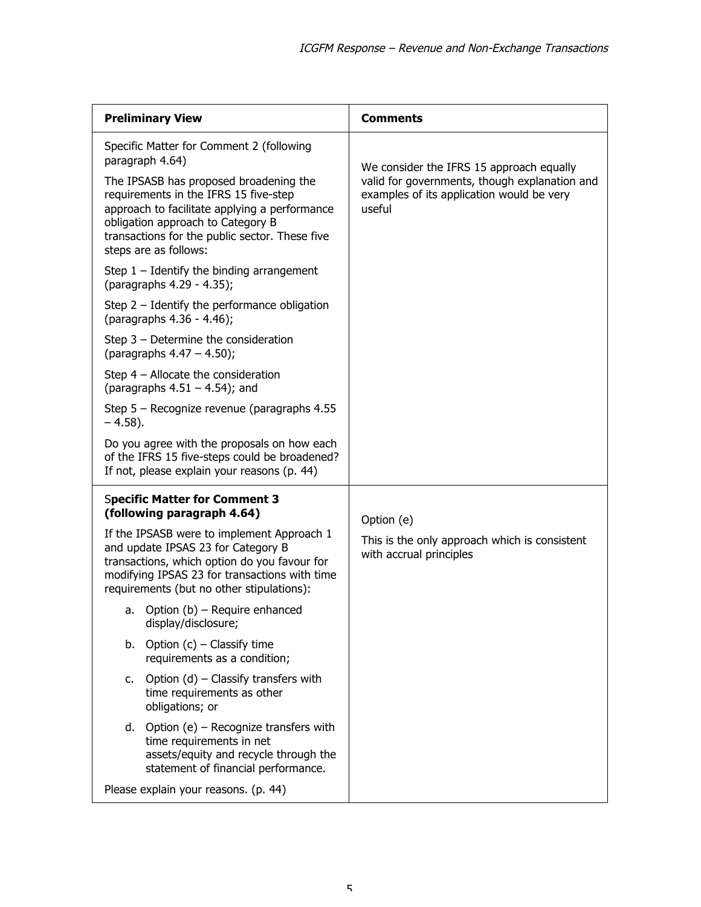| **Preliminary View** | **Comments** |
| --- | --- |
| Specific Matter for Comment 2 (following paragraph 4.64)<br><br>The IPSASB has proposed broadening the requirements in the IFRS 15 five-step approach to facilitate applying a performance obligation approach to Category B transactions for the public sector. These five steps are as follows:<br><br>Step 1 – Identify the binding arrangement (paragraphs 4.29 - 4.35);<br><br>Step 2 – Identify the performance obligation (paragraphs 4.36 - 4.46);<br><br>Step 3 – Determine the consideration (paragraphs 4.47 – 4.50);<br><br>Step 4 – Allocate the consideration (paragraphs 4.51 – 4.54); and<br><br>Step 5 – Recognize revenue (paragraphs 4.55 – 4.58).<br><br>Do you agree with the proposals on how each of the IFRS 15 five-steps could be broadened? If not, please explain your reasons (p. 44) | We consider the IFRS 15 approach equally valid for governments, though explanation and examples of its application would be very useful |
| S**pecific Matter for Comment 3 (following paragraph 4.64)**<br><br>If the IPSASB were to implement Approach 1 and update IPSAS 23 for Category B transactions, which option do you favour for modifying IPSAS 23 for transactions with time requirements (but no other stipulations):<br><br>a. Option (b) – Require enhanced display/disclosure;<br><br>b. Option (c) – Classify time requirements as a condition;<br><br>c. Option (d) – Classify transfers with time requirements as other obligations; or<br><br>d. Option (e) – Recognize transfers with time requirements in net assets/equity and recycle through the statement of financial performance.<br><br>Please explain your reasons. (p. 44) | Option (e)<br><br>This is the only approach which is consistent with accrual principles |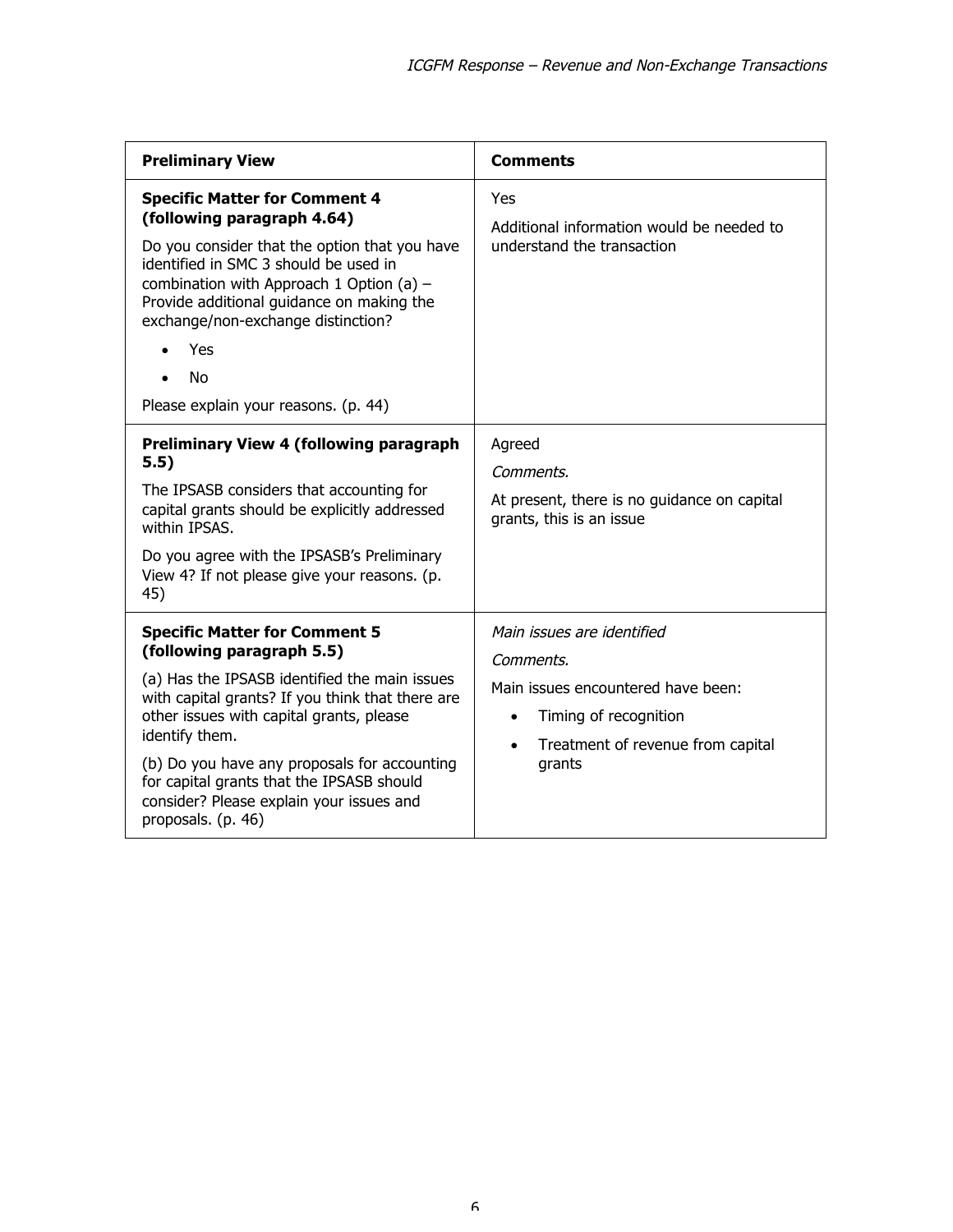| **Preliminary View** | **Comments** |
| --- | --- |
| **Specific Matter for Comment 4 (following paragraph 4.64)**<br><br>Do you consider that the option that you have identified in SMC 3 should be used in combination with Approach 1 Option (a) – Provide additional guidance on making the exchange/non-exchange distinction?<br><br>• Yes<br>• No<br><br>Please explain your reasons. (p. 44) | Yes<br><br>Additional information would be needed to understand the transaction |
| **Preliminary View 4 (following paragraph 5.5)**<br><br>The IPSASB considers that accounting for capital grants should be explicitly addressed within IPSAS.<br><br>Do you agree with the IPSASB's Preliminary View 4? If not please give your reasons. (p. 45) | Agreed<br><br>*Comments.*<br><br>At present, there is no guidance on capital grants, this is an issue |
| **Specific Matter for Comment 5 (following paragraph 5.5)**<br><br>(a) Has the IPSASB identified the main issues with capital grants? If you think that there are other issues with capital grants, please identify them.<br><br>(b) Do you have any proposals for accounting for capital grants that the IPSASB should consider? Please explain your issues and proposals. (p. 46) | *Main issues are identified*<br><br>*Comments.*<br><br>Main issues encountered have been:<br><br>• Timing of recognition<br>• Treatment of revenue from capital grants |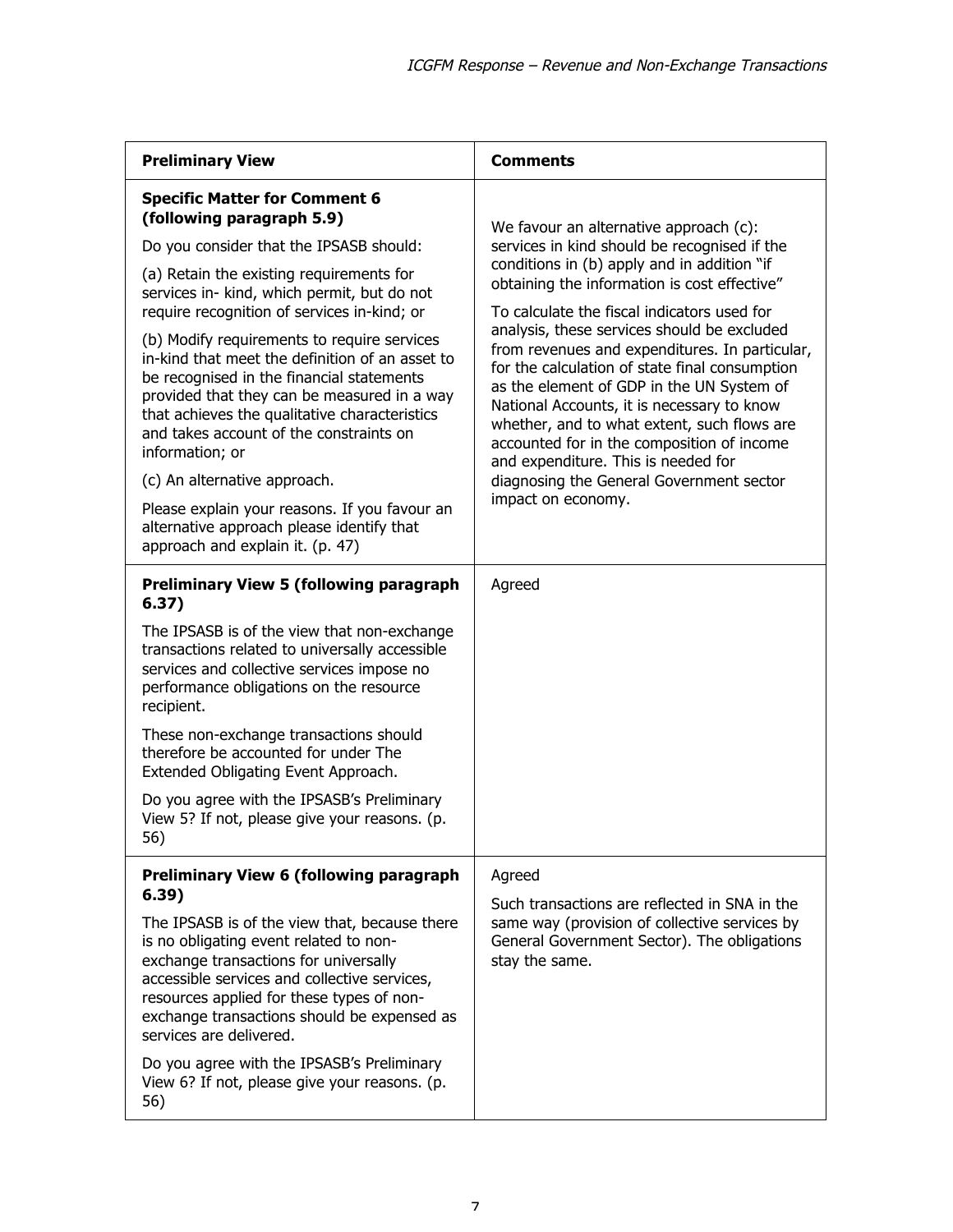| **Preliminary View** | **Comments** |
|---|---|
| **Specific Matter for Comment 6 (following paragraph 5.9)**<br><br>Do you consider that the IPSASB should:<br><br>(a) Retain the existing requirements for services in- kind, which permit, but do not require recognition of services in-kind; or<br><br>(b) Modify requirements to require services in-kind that meet the definition of an asset to be recognised in the financial statements provided that they can be measured in a way that achieves the qualitative characteristics and takes account of the constraints on information; or<br><br>(c) An alternative approach.<br><br>Please explain your reasons. If you favour an alternative approach please identify that approach and explain it. (p. 47) | We favour an alternative approach (c): services in kind should be recognised if the conditions in (b) apply and in addition "if obtaining the information is cost effective"<br><br>To calculate the fiscal indicators used for analysis, these services should be excluded from revenues and expenditures. In particular, for the calculation of state final consumption as the element of GDP in the UN System of National Accounts, it is necessary to know whether, and to what extent, such flows are accounted for in the composition of income and expenditure. This is needed for diagnosing the General Government sector impact on economy. |
| **Preliminary View 5 (following paragraph 6.37)**<br><br>The IPSASB is of the view that non-exchange transactions related to universally accessible services and collective services impose no performance obligations on the resource recipient.<br><br>These non-exchange transactions should therefore be accounted for under The Extended Obligating Event Approach.<br><br>Do you agree with the IPSASB's Preliminary View 5? If not, please give your reasons. (p. 56) | Agreed |
| **Preliminary View 6 (following paragraph 6.39)**<br><br>The IPSASB is of the view that, because there is no obligating event related to non-exchange transactions for universally accessible services and collective services, resources applied for these types of non-exchange transactions should be expensed as services are delivered.<br><br>Do you agree with the IPSASB's Preliminary View 6? If not, please give your reasons. (p. 56) | Agreed<br><br>Such transactions are reflected in SNA in the same way (provision of collective services by General Government Sector). The obligations stay the same. |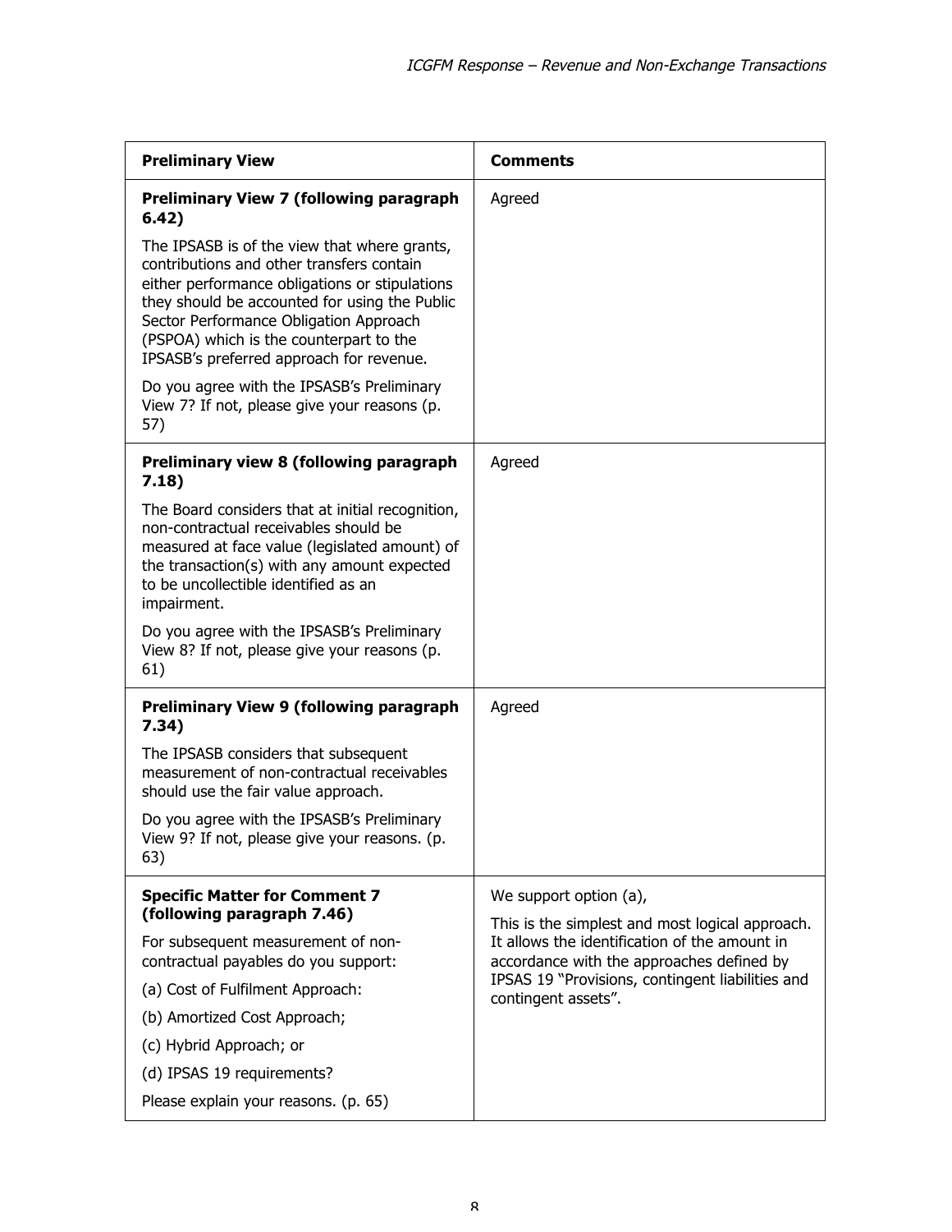| Preliminary View | Comments |
|---|---|
| **Preliminary View 7 (following paragraph 6.42)**<br><br>The IPSASB is of the view that where grants, contributions and other transfers contain either performance obligations or stipulations they should be accounted for using the Public Sector Performance Obligation Approach (PSPOA) which is the counterpart to the IPSASB's preferred approach for revenue.<br><br>Do you agree with the IPSASB's Preliminary View 7? If not, please give your reasons (p. 57) | Agreed |
| **Preliminary view 8 (following paragraph 7.18)**<br><br>The Board considers that at initial recognition, non-contractual receivables should be measured at face value (legislated amount) of the transaction(s) with any amount expected to be uncollectible identified as an impairment.<br><br>Do you agree with the IPSASB's Preliminary View 8? If not, please give your reasons (p. 61) | Agreed |
| **Preliminary View 9 (following paragraph 7.34)**<br><br>The IPSASB considers that subsequent measurement of non-contractual receivables should use the fair value approach.<br><br>Do you agree with the IPSASB's Preliminary View 9? If not, please give your reasons. (p. 63) | Agreed |
| **Specific Matter for Comment 7 (following paragraph 7.46)**<br><br>For subsequent measurement of non-contractual payables do you support:<br><br>(a) Cost of Fulfilment Approach:<br><br>(b) Amortized Cost Approach;<br><br>(c) Hybrid Approach; or<br><br>(d) IPSAS 19 requirements?<br><br>Please explain your reasons. (p. 65) | We support option (a),<br><br>This is the simplest and most logical approach. It allows the identification of the amount in accordance with the approaches defined by IPSAS 19 "Provisions, contingent liabilities and contingent assets". |